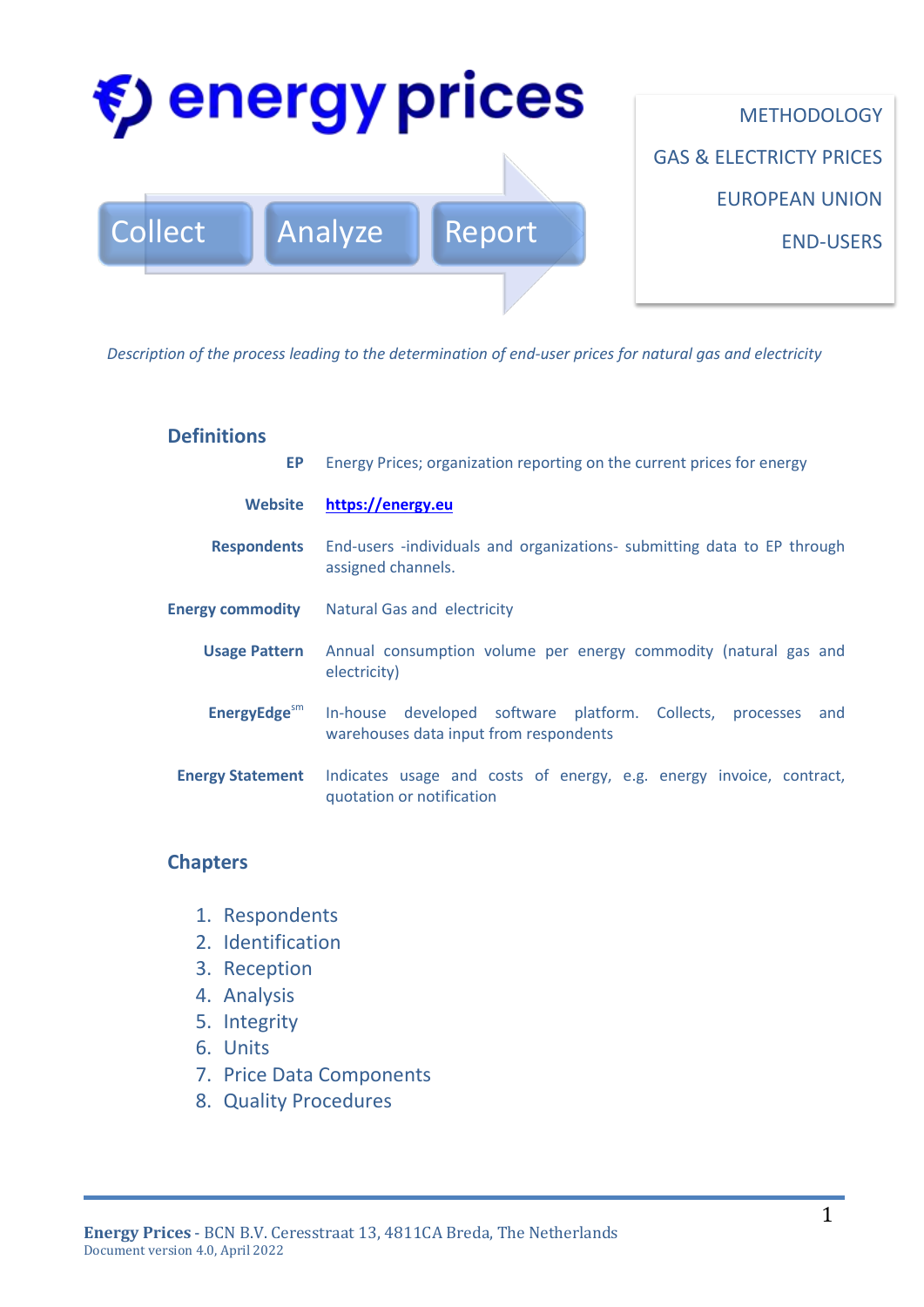# energy prices

Collect → Analyze → Report

METHODOLOGY

GAS & ELECTRICTY PRICES

EUROPEAN UNION

END-USERS

*Description of the process leading to the determination of end-user prices for natural gas and electricity*

## Definitions

| | |
|---|---|
| **EP** | Energy Prices; organization reporting on the current prices for energy |
| **Website** | **https://energy.eu** |
| **Respondents** | End-users -individuals and organizations- submitting data to EP through assigned channels. |
| **Energy commodity** | Natural Gas and electricity |
| **Usage Pattern** | Annual consumption volume per energy commodity (natural gas and electricity) |
| **EnergyEdge[sm]** | In-house developed software platform. Collects, processes and warehouses data input from respondents |
| **Energy Statement** | Indicates usage and costs of energy, e.g. energy invoice, contract, quotation or notification |

## Chapters

1. Respondents
2. Identification
3. Reception
4. Analysis
5. Integrity
6. Units
7. Price Data Components
8. Quality Procedures

**Energy Prices** - BCN B.V. Ceresstraat 13, 4811CA Breda, The Netherlands
Document version 4.0, April 2022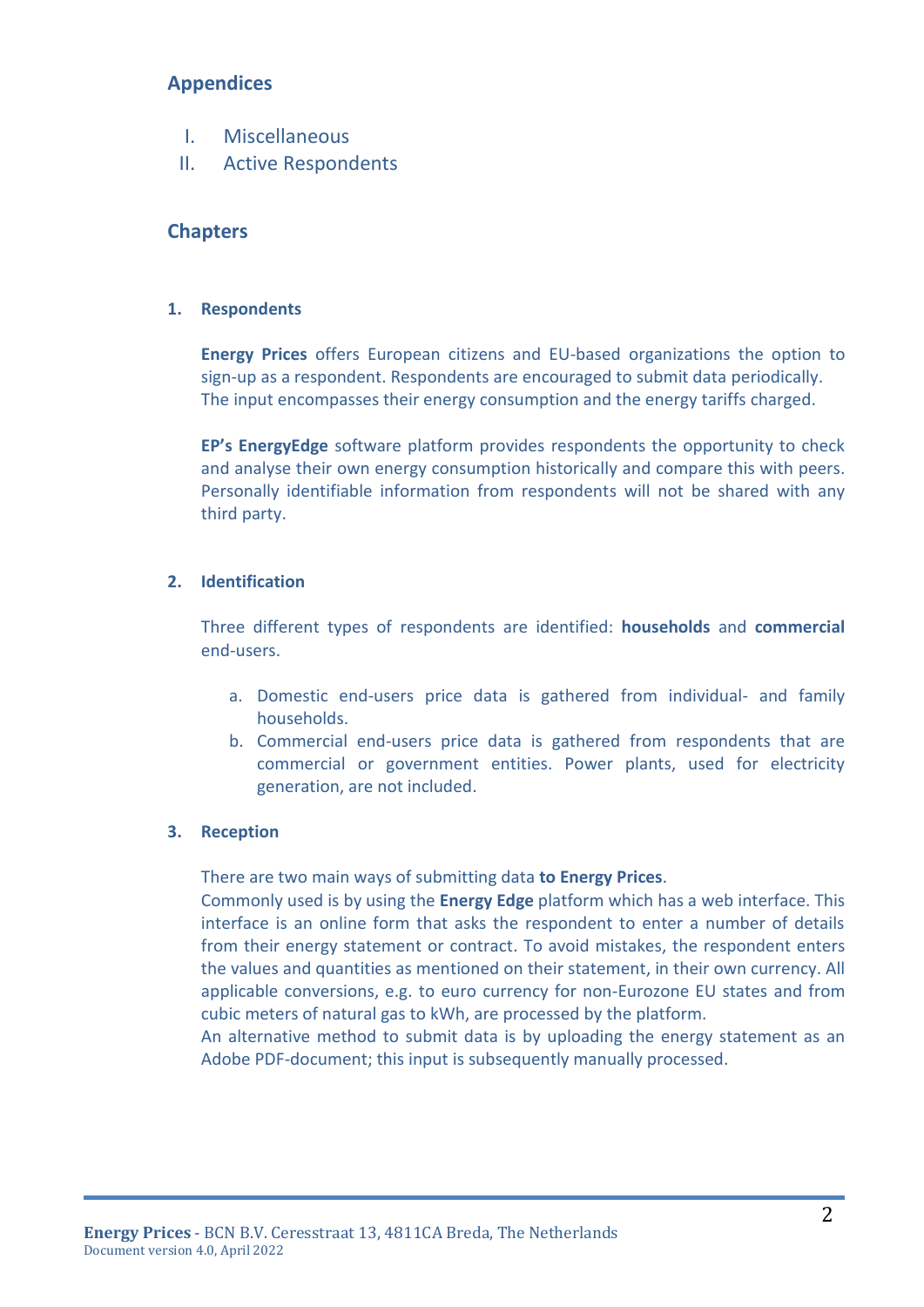## Appendices

I. Miscellaneous
II. Active Respondents

## Chapters

### 1. Respondents

**Energy Prices** offers European citizens and EU-based organizations the option to sign-up as a respondent. Respondents are encouraged to submit data periodically. The input encompasses their energy consumption and the energy tariffs charged.

**EP's EnergyEdge** software platform provides respondents the opportunity to check and analyse their own energy consumption historically and compare this with peers. Personally identifiable information from respondents will not be shared with any third party.

### 2. Identification

Three different types of respondents are identified: **households** and **commercial** end-users.

a. Domestic end-users price data is gathered from individual- and family households.
b. Commercial end-users price data is gathered from respondents that are commercial or government entities. Power plants, used for electricity generation, are not included.

### 3. Reception

There are two main ways of submitting data **to Energy Prices**.
Commonly used is by using the **Energy Edge** platform which has a web interface. This interface is an online form that asks the respondent to enter a number of details from their energy statement or contract. To avoid mistakes, the respondent enters the values and quantities as mentioned on their statement, in their own currency. All applicable conversions, e.g. to euro currency for non-Eurozone EU states and from cubic meters of natural gas to kWh, are processed by the platform.
An alternative method to submit data is by uploading the energy statement as an Adobe PDF-document; this input is subsequently manually processed.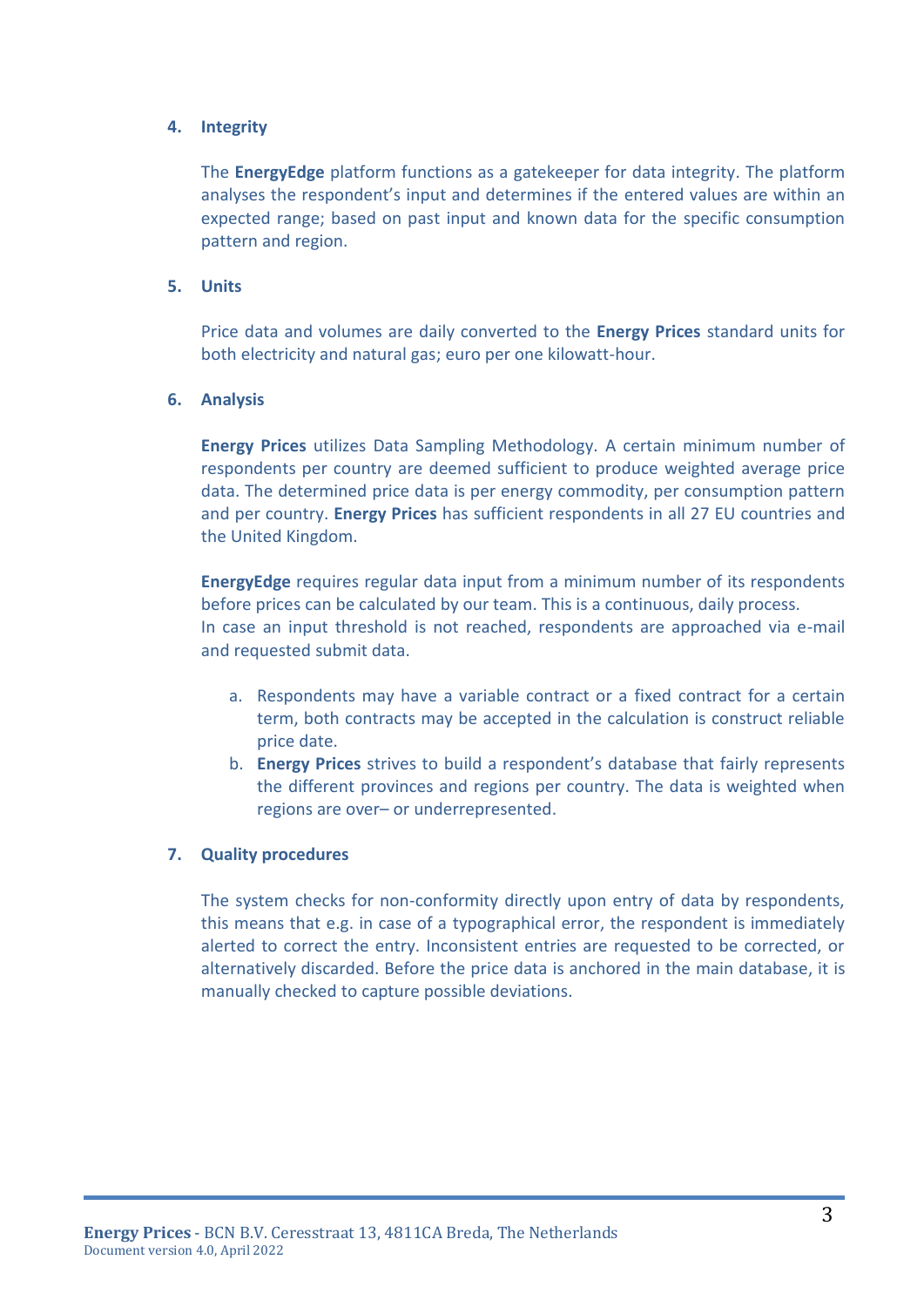## 4. Integrity

The **EnergyEdge** platform functions as a gatekeeper for data integrity. The platform analyses the respondent's input and determines if the entered values are within an expected range; based on past input and known data for the specific consumption pattern and region.

## 5. Units

Price data and volumes are daily converted to the **Energy Prices** standard units for both electricity and natural gas; euro per one kilowatt-hour.

## 6. Analysis

**Energy Prices** utilizes Data Sampling Methodology. A certain minimum number of respondents per country are deemed sufficient to produce weighted average price data. The determined price data is per energy commodity, per consumption pattern and per country. **Energy Prices** has sufficient respondents in all 27 EU countries and the United Kingdom.

**EnergyEdge** requires regular data input from a minimum number of its respondents before prices can be calculated by our team. This is a continuous, daily process.
In case an input threshold is not reached, respondents are approached via e-mail and requested submit data.

a. Respondents may have a variable contract or a fixed contract for a certain term, both contracts may be accepted in the calculation is construct reliable price date.
b. **Energy Prices** strives to build a respondent's database that fairly represents the different provinces and regions per country. The data is weighted when regions are over– or underrepresented.

## 7. Quality procedures

The system checks for non-conformity directly upon entry of data by respondents, this means that e.g. in case of a typographical error, the respondent is immediately alerted to correct the entry. Inconsistent entries are requested to be corrected, or alternatively discarded. Before the price data is anchored in the main database, it is manually checked to capture possible deviations.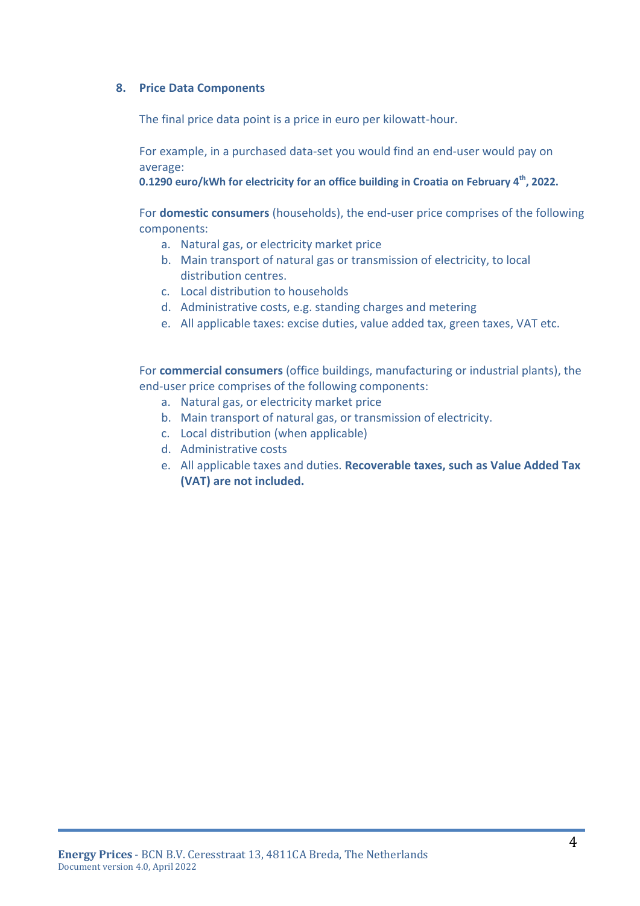## 8. Price Data Components

The final price data point is a price in euro per kilowatt-hour.

For example, in a purchased data-set you would find an end-user would pay on average:
**0.1290 euro/kWh for electricity for an office building in Croatia on February 4th, 2022.**

For **domestic consumers** (households), the end-user price comprises of the following components:

a. Natural gas, or electricity market price
b. Main transport of natural gas or transmission of electricity, to local distribution centres.
c. Local distribution to households
d. Administrative costs, e.g. standing charges and metering
e. All applicable taxes: excise duties, value added tax, green taxes, VAT etc.

For **commercial consumers** (office buildings, manufacturing or industrial plants), the end-user price comprises of the following components:

a. Natural gas, or electricity market price
b. Main transport of natural gas, or transmission of electricity.
c. Local distribution (when applicable)
d. Administrative costs
e. All applicable taxes and duties. **Recoverable taxes, such as Value Added Tax (VAT) are not included.**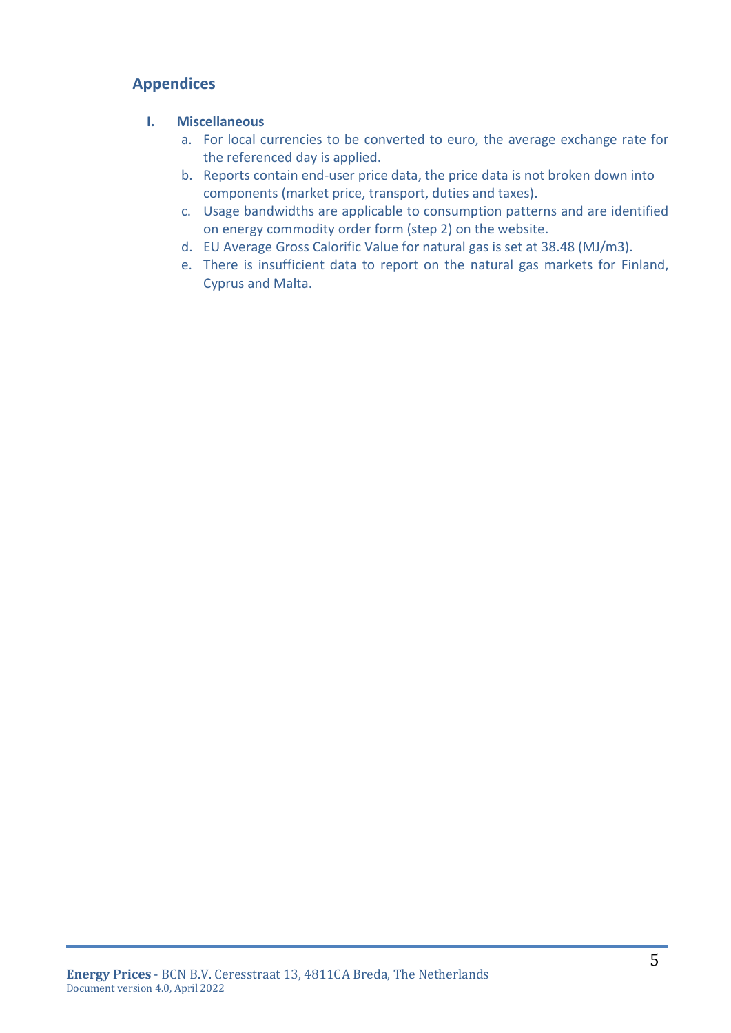## Appendices

### I. Miscellaneous

a. For local currencies to be converted to euro, the average exchange rate for the referenced day is applied.

b. Reports contain end-user price data, the price data is not broken down into components (market price, transport, duties and taxes).

c. Usage bandwidths are applicable to consumption patterns and are identified on energy commodity order form (step 2) on the website.

d. EU Average Gross Calorific Value for natural gas is set at 38.48 (MJ/m3).

e. There is insufficient data to report on the natural gas markets for Finland, Cyprus and Malta.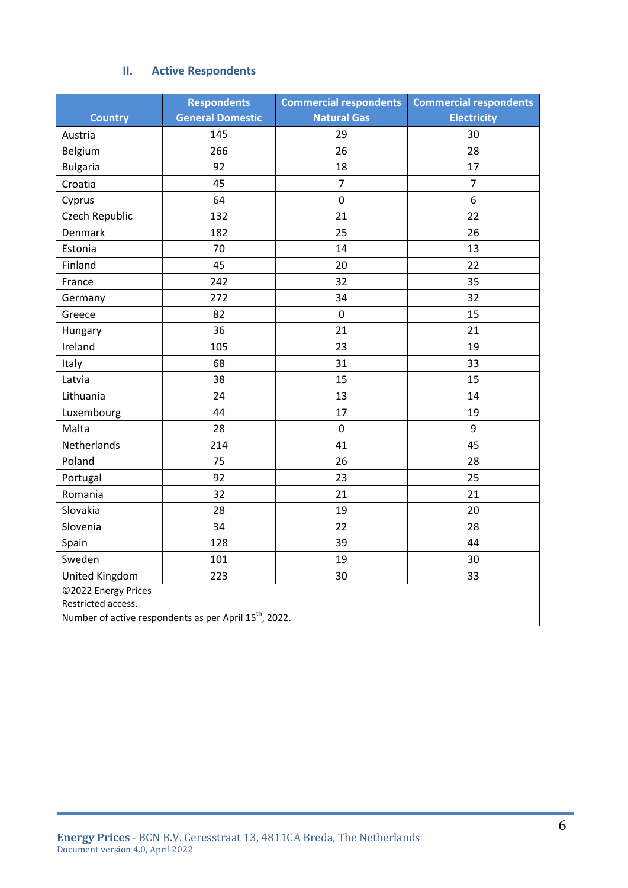## II. Active Respondents

| Country | Respondents General Domestic | Commercial respondents Natural Gas | Commercial respondents Electricity |
|---|---|---|---|
| Austria | 145 | 29 | 30 |
| Belgium | 266 | 26 | 28 |
| Bulgaria | 92 | 18 | 17 |
| Croatia | 45 | 7 | 7 |
| Cyprus | 64 | 0 | 6 |
| Czech Republic | 132 | 21 | 22 |
| Denmark | 182 | 25 | 26 |
| Estonia | 70 | 14 | 13 |
| Finland | 45 | 20 | 22 |
| France | 242 | 32 | 35 |
| Germany | 272 | 34 | 32 |
| Greece | 82 | 0 | 15 |
| Hungary | 36 | 21 | 21 |
| Ireland | 105 | 23 | 19 |
| Italy | 68 | 31 | 33 |
| Latvia | 38 | 15 | 15 |
| Lithuania | 24 | 13 | 14 |
| Luxembourg | 44 | 17 | 19 |
| Malta | 28 | 0 | 9 |
| Netherlands | 214 | 41 | 45 |
| Poland | 75 | 26 | 28 |
| Portugal | 92 | 23 | 25 |
| Romania | 32 | 21 | 21 |
| Slovakia | 28 | 19 | 20 |
| Slovenia | 34 | 22 | 28 |
| Spain | 128 | 39 | 44 |
| Sweden | 101 | 19 | 30 |
| United Kingdom | 223 | 30 | 33 |

©2022 Energy Prices
Restricted access.
Number of active respondents as per April 15th, 2022.

**Energy Prices** - BCN B.V. Ceresstraat 13, 4811CA Breda, The Netherlands
Document version 4.0, April 2022